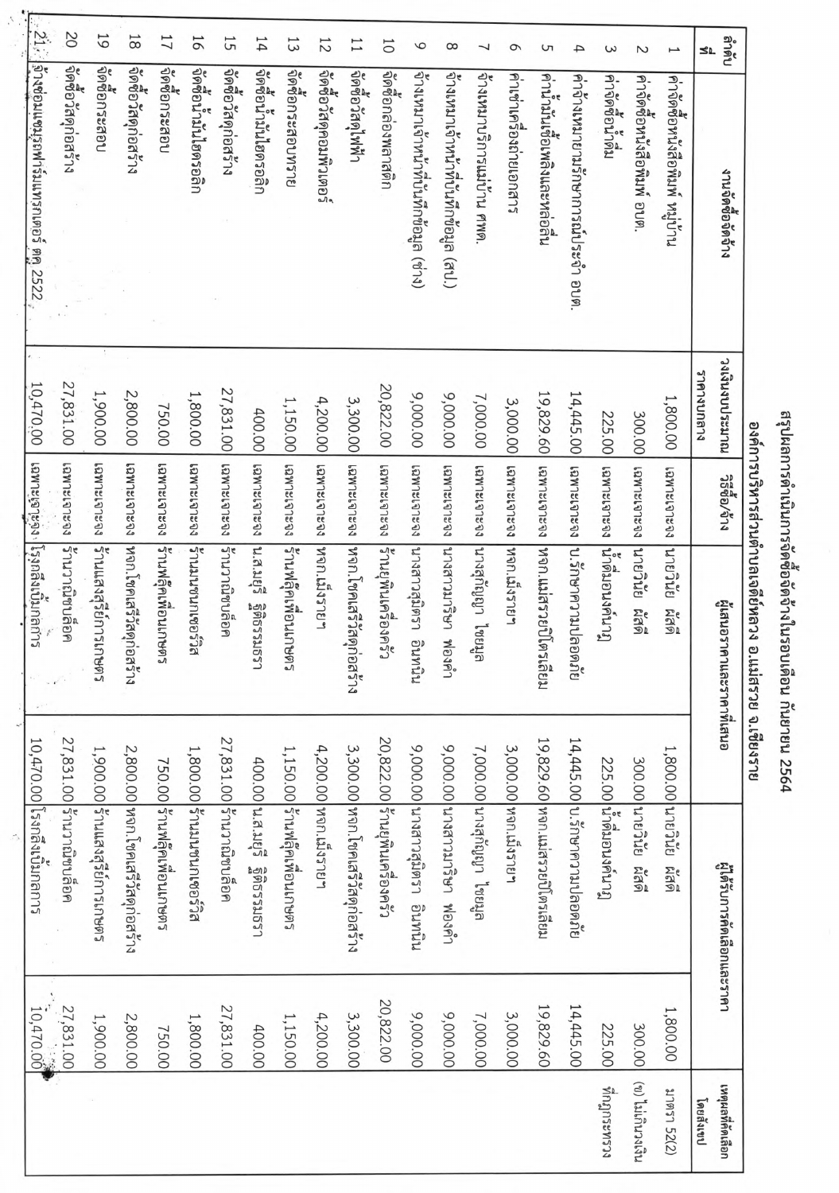# สรุปผลการดำเนินการจัดซื้อจัดจ้างในรอบเดือน กันยายน 2564

## องค์การบริหารส่วนตำบลเจดีย์หลวง อ.แม่สรวย จ.เชียงราย

| ลำดับที่ | งานจัดซื้อจัดจ้าง | วงเงินงบประมาณ ราคากลาง | วิธีซื้อ/จ้าง | ผู้เสนอราคาและราคาที่เสนอ | | ผู้ได้รับการคัดเลือกและราคา | | เหตุผลที่คัดเลือกโดยสังเขป |
|---|---|---|---|---|---|---|---|---|
| 1 | ค่าจัดซื้อหนังสือพิมพ์ หมู่บ้าน | 1,800.00 | เฉพาะเจาะจง | นายวินัย ผัดดี | 1,800.00 | นายวินัย ผัดดี | 1,800.00 | มาตรา 52(2) |
| 2 | ค่าจัดซื้อหนังสือพิมพ์ อบต. | 300.00 | เฉพาะเจาะจง | นายวินัย ผัดดี | 300.00 | นายวินัย ผัดดี | 300.00 | (ข) ไม่เกินวงเงิน |
| 3 | ค่าจัดซื้อน้ำดื่ม | 225.00 | เฉพาะเจาะจง | น้ำดื่มอนงค์นาฏ | 225.00 | น้ำดื่มอนงค์นาฏ | 225.00 | ที่กฎกระทรวง |
| 4 | ค่าจ้างเหมายามรักษาการณ์ประจำ อบต. | 14,445.00 | เฉพาะเจาะจง | บ.รักษาความปลอดภัย | 14,445.00 | บ.รักษาความปลอดภัย | 14,445.00 | |
| 5 | ค่าน้ำมันเชื้อเพลิงและหล่อลื่น | 19,829.60 | เฉพาะเจาะจง | หจก.แม่สรวยปิโตรเลียม | 19,829.60 | หจก.แม่สรวยปิโตรเลียม | 19,829.60 | |
| 6 | ค่าเช่าเครื่องถ่ายเอกสาร | 3,000.00 | เฉพาะเจาะจง | หจก.เม็งรายฯ | 3,000.00 | หจก.เม็งรายฯ | 3,000.00 | |
| 7 | จ้างเหมาบริการแม่บ้าน ศพด. | 7,000.00 | เฉพาะเจาะจง | นางสุกัญญา ไชยมูล | 7,000.00 | นางสุกัญญา ไชยมูล | 7,000.00 | |
| 8 | จ้างเหมาเจ้าหน้าที่บันทึกข้อมูล (สป.) | 9,000.00 | เฉพาะเจาะจง | นางสาวมาริษา ฟองคำ | 9,000.00 | นางสาวมาริษา ฟองคำ | 9,000.00 | |
| 9 | จ้างเหมาเจ้าหน้าที่บันทึกข้อมูล (ช่าง) | 9,000.00 | เฉพาะเจาะจง | นางสาวสุมิตรา อินทนิน | 9,000.00 | นางสาวสุมิตรา อินทนิน | 9,000.00 | |
| 10 | จัดซื้อกล่องพลาสติก | 20,822.00 | เฉพาะเจาะจง | ร้านยุพินเครื่องครัว | 20,822.00 | ร้านยุพินเครื่องครัว | 20,822.00 | |
| 11 | จัดซื้อวัสดุไฟฟ้า | 3,300.00 | เฉพาะเจาะจง | หจก.โชคเสรีวัสดุก่อสร้าง | 3,300.00 | หจก.โชคเสรีวัสดุก่อสร้าง | 3,300.00 | |
| 12 | จัดซื้อวัสดุคอมพิวเตอร์ | 4,200.00 | เฉพาะเจาะจง | หจก.เม็งรายฯ | 4,200.00 | หจก.เม็งรายฯ | 4,200.00 | |
| 13 | จัดซื้อกระสอบทราย | 1,150.00 | เฉพาะเจาะจง | ร้านพัฒนาเพื่อนเกษตร | 1,150.00 | ร้านพัฒนาเพื่อนเกษตร | 1,150.00 | |
| 14 | จัดซื้อน้ำมันไฮดรอลิก | 400.00 | เฉพาะเจาะจง | น.ส.มยุรี ฐิติธรรมธรา | 400.00 | น.ส.มยุรี ฐิติธรรมธรา | 400.00 | |
| 15 | จัดซื้อวัสดุก่อสร้าง | 27,831.00 | เฉพาะเจาะจง | ร้านวาณิชบล็อค | 27,831.00 | ร้านวาณิชบล็อค | 27,831.00 | |
| 16 | จัดซื้อน้ำมันไฮดรอลิก | 1,800.00 | เฉพาะเจาะจง | ร้านมนชนกเซอร์วิส | 1,800.00 | ร้านมนชนกเซอร์วิส | 1,800.00 | |
| 17 | จัดซื้อกระสอบ | 750.00 | เฉพาะเจาะจง | ร้านพัฒนาเพื่อนเกษตร | 750.00 | ร้านพัฒนาเพื่อนเกษตร | 750.00 | |
| 18 | จัดซื้อวัสดุก่อสร้าง | 2,800.00 | เฉพาะเจาะจง | หจก.โชคเสรีวัสดุก่อสร้าง | 2,800.00 | หจก.โชคเสรีวัสดุก่อสร้าง | 2,800.00 | |
| 19 | จัดซื้อกระสอบ | 1,900.00 | เฉพาะเจาะจง | ร้านแสงสุรีย์การเกษตร | 1,900.00 | ร้านแสงสุรีย์การเกษตร | 1,900.00 | |
| 20 | จัดซื้อวัสดุก่อสร้าง | 27,831.00 | เฉพาะเจาะจง | ร้านวาณิชบล็อค | 27,831.00 | ร้านวาณิชบล็อค | 27,831.00 | |
| 21 | จ้างซ่อมแซมรถฟาร์มแทรกเตอร์ ตค 2522 | 10,470.00 | เฉพาะเจาะจง | โรงกลึงเบิ้มกลการ | 10,470.00 | โรงกลึงเบิ้มกลการ | 10,470.00 | |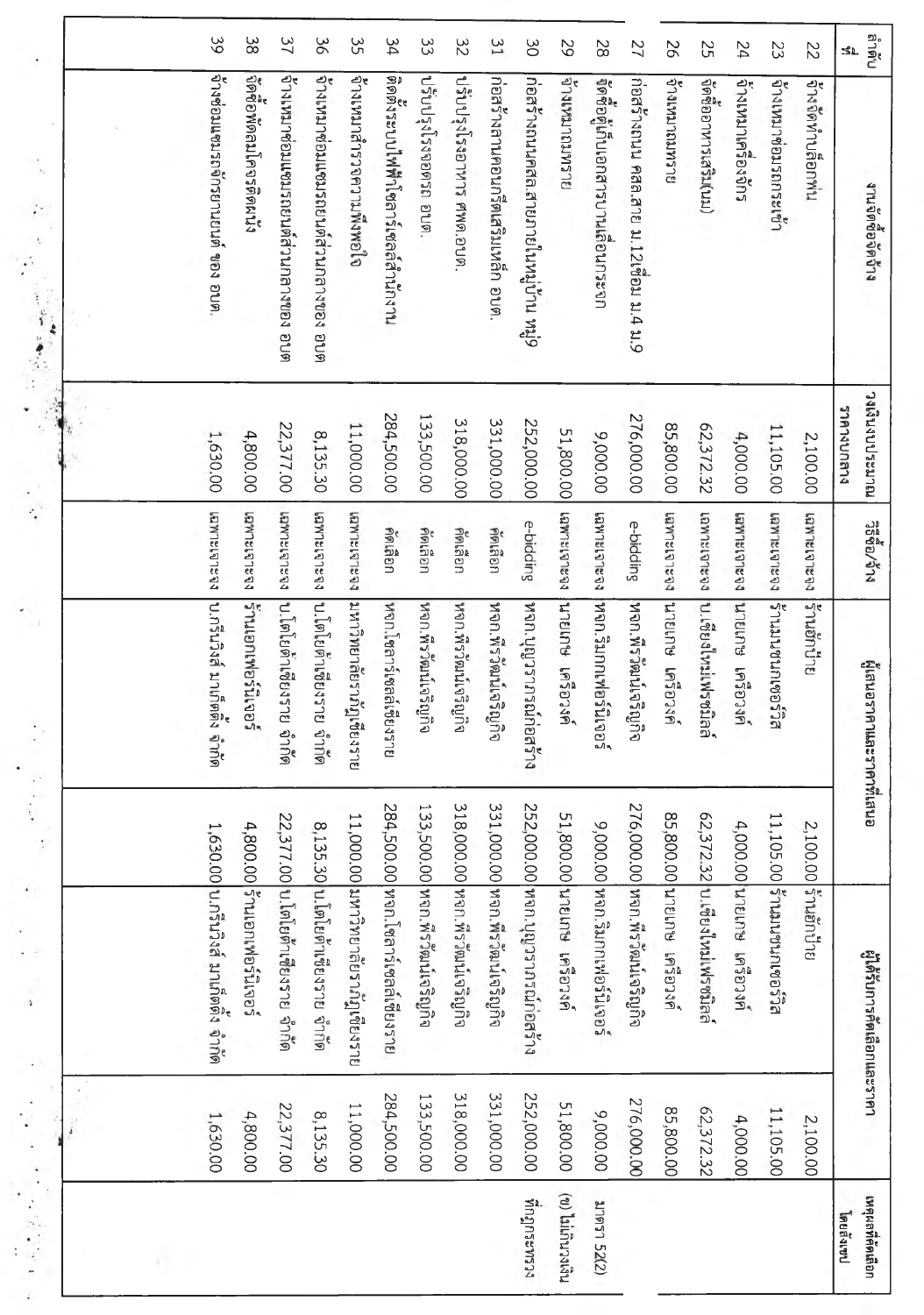| ลำดับที่ | งานจัดซื้อจัดจ้าง | วงเงินงบประมาณ ราคากลาง | วิธีซื้อ/จ้าง | ผู้เสนอราคาและราคาที่เสนอ | | ผู้ได้รับการคัดเลือกและราคา | | เหตุผลที่คัดเลือกโดยสังเขป |
|---|---|---|---|---|---|---|---|---|
| 22 | จ้างจัดทำเลือกพ่น | 2,100.00 | เฉพาะเจาะจง | ร้านยักป้าย | 2,100.00 | ร้านยักป้าย | 2,100.00 | |
| 23 | จ้างเหมาซ่อมรถกระเช้า | 11,105.00 | เฉพาะเจาะจง | ร้านมนชนกมอเตอร์วิส | 11,105.00 | ร้านมนชนกมอเตอร์วิส | 11,105.00 | |
| 24 | จ้างเหมาเครื่องจักร | 4,000.00 | เฉพาะเจาะจง | นายเกษ เครือวงศ์ | 4,000.00 | นายเกษ เครือวงศ์ | 4,000.00 | |
| 25 | จัดซื้ออาหารเสริม(นม) | 62,372.32 | เฉพาะเจาะจง | บ.เชียงใหม่เฟรชมิลค์ | 62,372.32 | บ.เชียงใหม่เฟรชมิลค์ | 62,372.32 | |
| 26 | จ้างเหมาถมทราย | 85,800.00 | เฉพาะเจาะจง | นายเกษ เครือวงศ์ | 85,800.00 | นายเกษ เครือวงศ์ | 85,800.00 | |
| 27 | ก่อสร้างถนน คสล.สาย ม.12เชื่อม ม.4 ม.9 | 276,000.00 | e-bidding | หจก.พีรวัฒน์เจริญกิจ | 276,000.00 | หจก.พีรวัฒน์เจริญกิจ | 276,000.00 | มาตรา 52(2) |
| 28 | จัดซื้อตู้เก็บเอกสารบานเลื่อนกระจก | 9,000.00 | เฉพาะเจาะจง | หจก.ลิมภกเฟอร์นิเจอร์ | 9,000.00 | หจก.ลิมภกเฟอร์นิเจอร์ | 9,000.00 | (ข) ไม่เกินวงเงิน |
| 29 | จ้างเหมาถมทราย | 51,800.00 | เฉพาะเจาะจง | นายเกษ เครือวงศ์ | 51,800.00 | นายเกษ เครือวงศ์ | 51,800.00 | ที่กฎกระทรวง |
| 30 | ก่อสร้างถนนคสล.สายภายในหมู่บ้าน หมู่9 | 252,000.00 | e-bidding | หจก.บุญวราภรณ์ก่อสร้าง | 252,000.00 | หจก.บุญวราภรณ์ก่อสร้าง | 252,000.00 | |
| 31 | ก่อสร้างลานคอนกรีตเสริมเหล็ก อบต. | 331,000.00 | คัดเลือก | หจก.พีรวัฒน์เจริญกิจ | 331,000.00 | หจก.พีรวัฒน์เจริญกิจ | 331,000.00 | |
| 32 | ปรับปรุงโรงอาหาร ศพด.อบต. | 318,000.00 | คัดเลือก | หจก.พีรวัฒน์เจริญกิจ | 318,000.00 | หจก.พีรวัฒน์เจริญกิจ | 318,000.00 | |
| 33 | ปรับปรุงโรงจอดรถ อบต. | 133,500.00 | คัดเลือก | หจก.พีรวัฒน์เจริญกิจ | 133,500.00 | หจก.พีรวัฒน์เจริญกิจ | 133,500.00 | |
| 34 | ติดตั้งระบบไฟฟ้าโซล่าร์เซลล์สำนักงาน | 284,500.00 | คัดเลือก | หจก.โซลาร์เซลล์เชียงราย | 284,500.00 | หจก.โซลาร์เซลล์เชียงราย | 284,500.00 | |
| 35 | จ้างเหมาสำรวจความพึงพอใจ | 11,000.00 | เฉพาะเจาะจง | มหาวิทยาลัยราชภัฏเชียงราย | 11,000.00 | มหาวิทยาลัยราชภัฏเชียงราย | 11,000.00 | |
| 36 | จ้างเหมาซ่อมแซมรถยนต์ส่วนกลางของ อบต | 8,135.30 | เฉพาะเจาะจง | บ.โตโยต้าเชียงราย จำกัด | 8,135.30 | บ.โตโยต้าเชียงราย จำกัด | 8,135.30 | |
| 37 | จ้างเหมาซ่อมแซมรถยนต์ส่วนกลางของ อบต | 22,377.00 | เฉพาะเจาะจง | บ.โตโยต้าเชียงราย จำกัด | 22,377.00 | บ.โตโยต้าเชียงราย จำกัด | 22,377.00 | |
| 38 | จัดซื้อพัดลมโคจรติดผนัง | 4,800.00 | เฉพาะเจาะจง | ร้านเอกเฟอร์นิเจอร์ | 4,800.00 | ร้านเอกเฟอร์นิเจอร์ | 4,800.00 | |
| 39 | จ้างซ่อมแซมรถจักรยานยนต์ ของ อบต. | 1,630.00 | เฉพาะเจาะจง | บ.กรีนวิงส์ มาเก็ตติ้ง จำกัด | 1,630.00 | บ.กรีนวิงส์ มาเก็ตติ้ง จำกัด | 1,630.00 | |